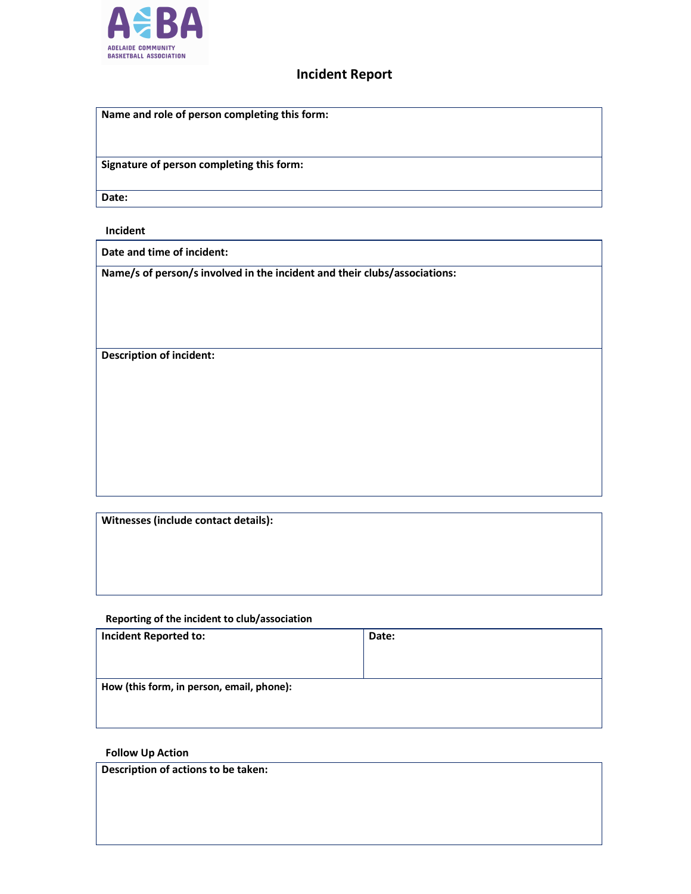ADELAIDE COMMUNITY BASKETBALL ASSOCIATION

# Incident Report

| **Name and role of person completing this form:** |
|---|
| **Signature of person completing this form:** |
| **Date:** |

## Incident

| **Date and time of incident:** |
|---|
| **Name/s of person/s involved in the incident and their clubs/associations:** |
| **Description of incident:** |

| **Witnesses (include contact details):** |
|---|

## Reporting of the incident to club/association

| **Incident Reported to:** | **Date:** |
|---|---|
| **How (this form, in person, email, phone):** | |

## Follow Up Action

| **Description of actions to be taken:** |
|---|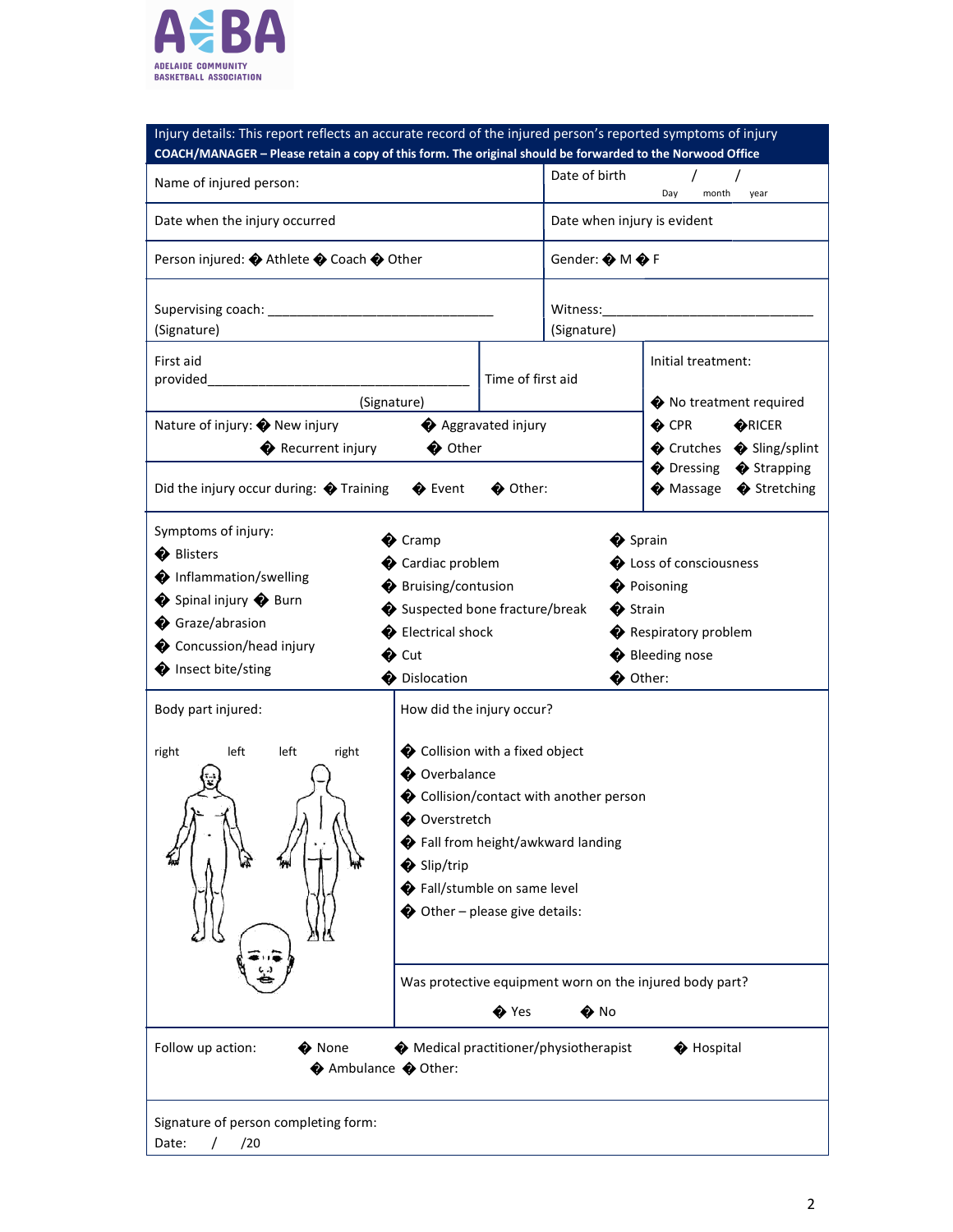ACBA
ADELAIDE COMMUNITY BASKETBALL ASSOCIATION

**Injury details: This report reflects an accurate record of the injured person's reported symptoms of injury**

**COACH/MANAGER – Please retain a copy of this form. The original should be forwarded to the Norwood Office**

| | |
|---|---|
| Name of injured person: | Date of birth / / (Day month year) |
| Date when the injury occurred | Date when injury is evident |
| Person injured: � Athlete � Coach � Other | Gender: � M � F |
| Supervising coach: _______________________________ (Signature) | Witness:_____________________________ (Signature) |

| | | |
|---|---|---|
| First aid provided_____________________________________ (Signature) | Time of first aid | Initial treatment: |
| Nature of injury: � New injury � Aggravated injury � Recurrent injury � Other | | � No treatment required � CPR �RICER � Crutches � Sling/splint � Dressing � Strapping � Massage � Stretching |
| Did the injury occur during: � Training � Event � Other: | | |

Symptoms of injury:

- � Blisters
- � Inflammation/swelling
- � Spinal injury � Burn
- � Graze/abrasion
- � Concussion/head injury
- � Insect bite/sting
- � Cramp
- � Cardiac problem
- � Bruising/contusion
- � Suspected bone fracture/break
- � Electrical shock
- � Cut
- � Dislocation
- � Sprain
- � Loss of consciousness
- � Poisoning
- � Strain
- � Respiratory problem
- � Bleeding nose
- � Other:

Body part injured:

right left left right

How did the injury occur?

- � Collision with a fixed object
- � Overbalance
- � Collision/contact with another person
- � Overstretch
- � Fall from height/awkward landing
- � Slip/trip
- � Fall/stumble on same level
- � Other – please give details:

Was protective equipment worn on the injured body part?

� Yes � No

Follow up action: � None � Medical practitioner/physiotherapist � Hospital � Ambulance � Other:

Signature of person completing form:

Date: / /20